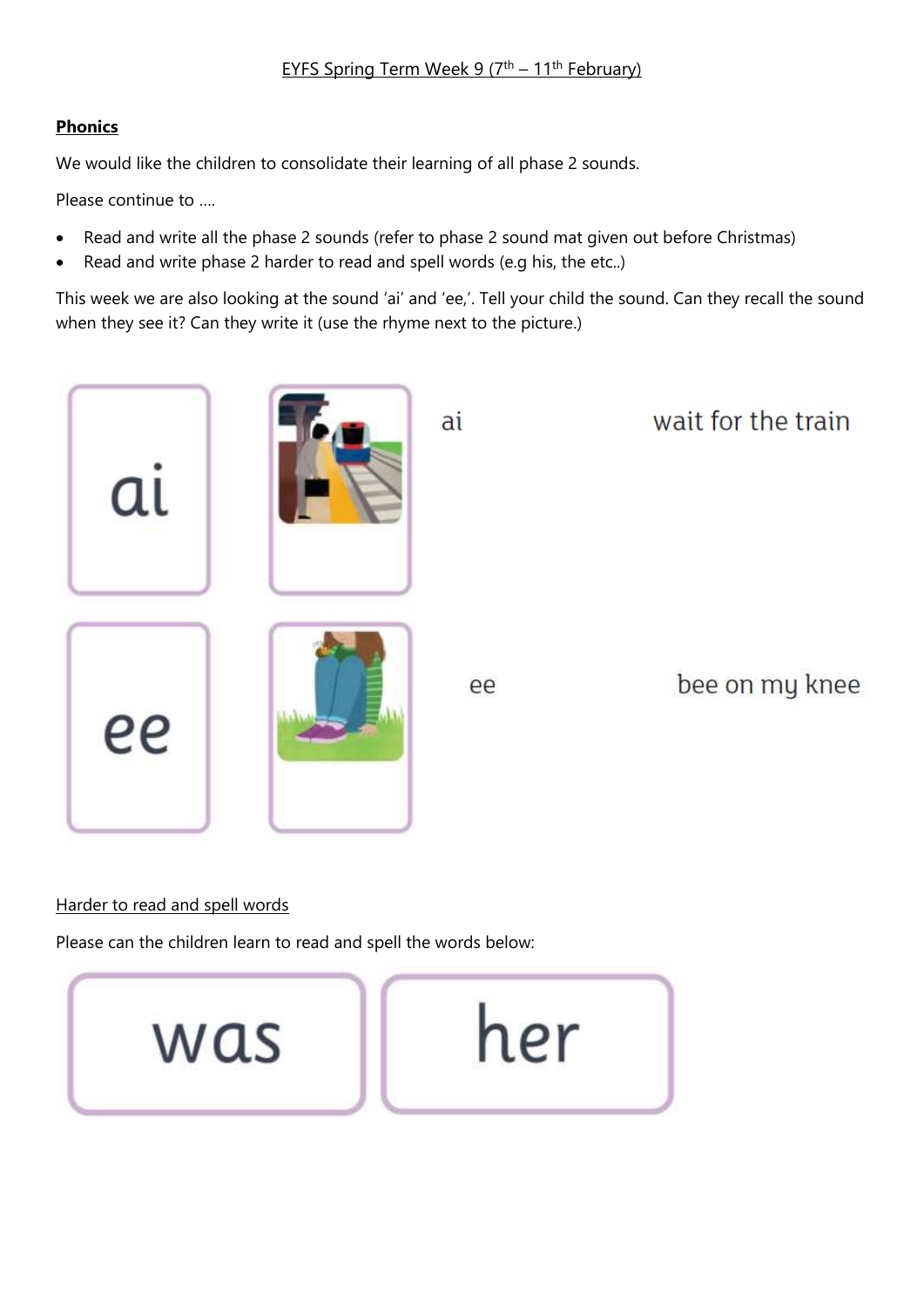# EYFS Spring Term Week 9 (7th – 11th February)

**Phonics**

We would like the children to consolidate their learning of all phase 2 sounds.

Please continue to ….

- Read and write all the phase 2 sounds (refer to phase 2 sound mat given out before Christmas)
- Read and write phase 2 harder to read and spell words (e.g his, the etc..)

This week we are also looking at the sound 'ai' and 'ee,'. Tell your child the sound. Can they recall the sound when they see it? Can they write it (use the rhyme next to the picture.)

ai

ai — wait for the train

ee

ee — bee on my knee

Harder to read and spell words

Please can the children learn to read and spell the words below:

was

her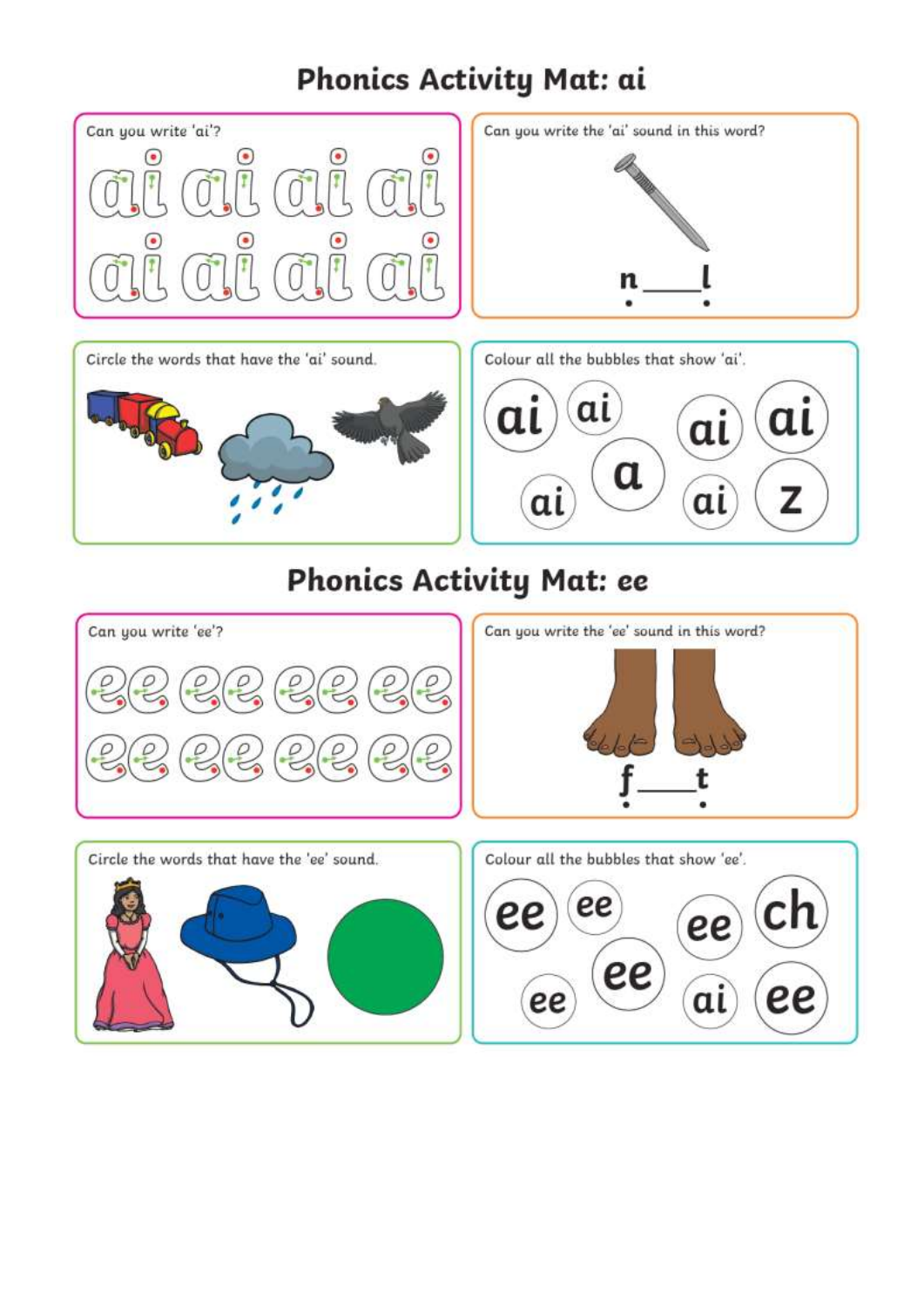# Phonics Activity Mat: ai

Can you write 'ai'?

ai ai ai ai

ai ai ai ai

Can you write the 'ai' sound in this word?

n___l

Circle the words that have the 'ai' sound.

Colour all the bubbles that show 'ai'.

ai ai ai ai a ai ai z

# Phonics Activity Mat: ee

Can you write 'ee'?

ee ee ee ee

ee ee ee ee

Can you write the 'ee' sound in this word?

f___t

Circle the words that have the 'ee' sound.

Colour all the bubbles that show 'ee'.

ee ee ee ch ee ee ai ee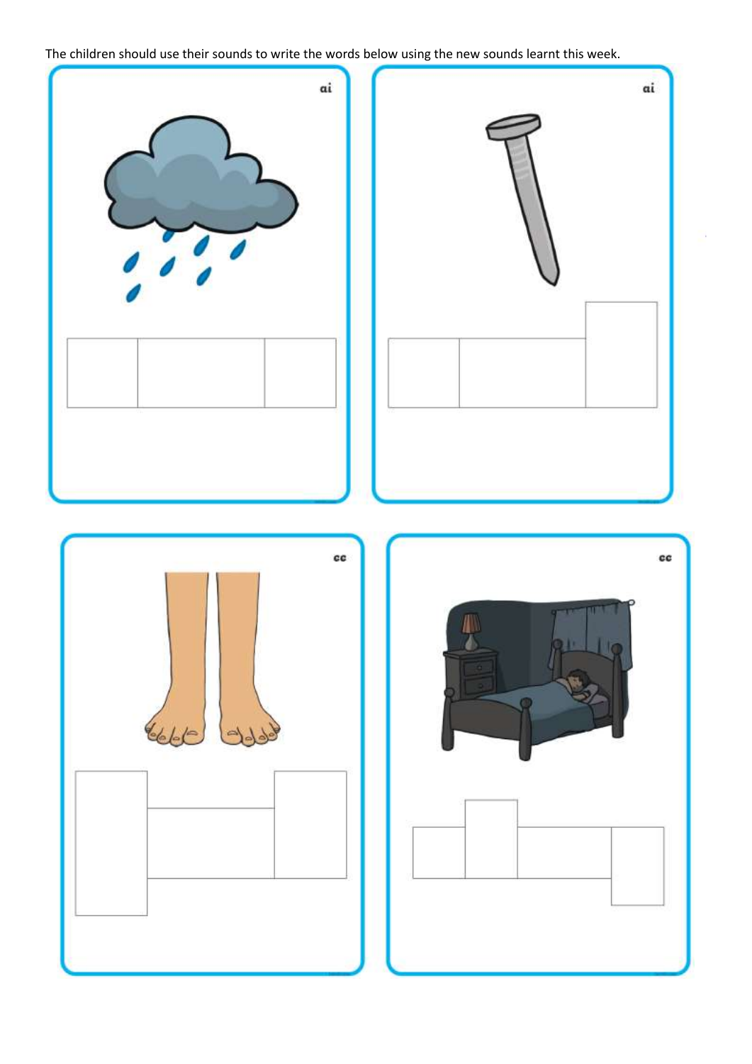The children should use their sounds to write the words below using the new sounds learnt this week.

ai

ai

ee

ee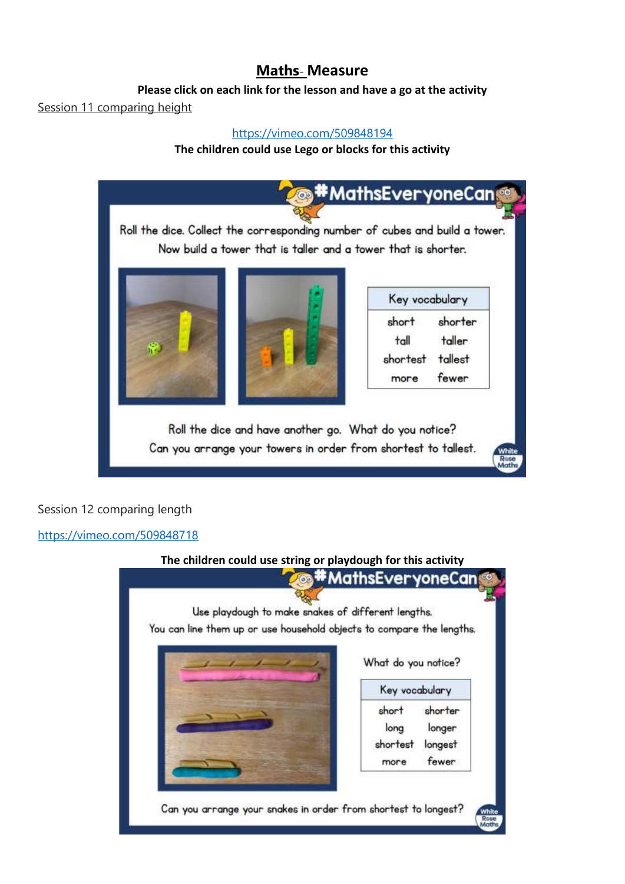# **Maths- Measure**

**Please click on each link for the lesson and have a go at the activity**

Session 11 comparing height

https://vimeo.com/509848194

**The children could use Lego or blocks for this activity**

#MathsEveryoneCan

Roll the dice. Collect the corresponding number of cubes and build a tower. Now build a tower that is taller and a tower that is shorter.

| Key vocabulary | |
|---|---|
| short | shorter |
| tall | taller |
| shortest | tallest |
| more | fewer |

Roll the dice and have another go. What do you notice? Can you arrange your towers in order from shortest to tallest.

Session 12 comparing length

https://vimeo.com/509848718

**The children could use string or playdough for this activity**

#MathsEveryoneCan

Use playdough to make snakes of different lengths. You can line them up or use household objects to compare the lengths.

What do you notice?

| Key vocabulary | |
|---|---|
| short | shorter |
| long | longer |
| shortest | longest |
| more | fewer |

Can you arrange your snakes in order from shortest to longest?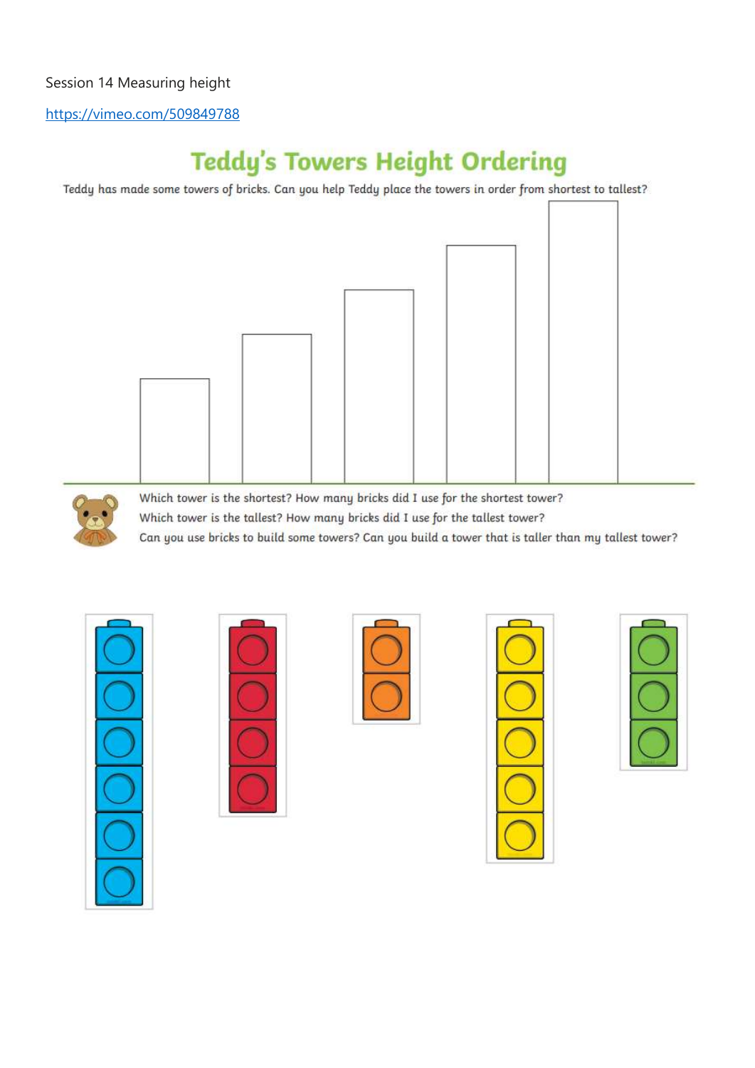Session 14 Measuring height

https://vimeo.com/509849788

# Teddy's Towers Height Ordering

Teddy has made some towers of bricks. Can you help Teddy place the towers in order from shortest to tallest?

Which tower is the shortest? How many bricks did I use for the shortest tower?

Which tower is the tallest? How many bricks did I use for the tallest tower?

Can you use bricks to build some towers? Can you build a tower that is taller than my tallest tower?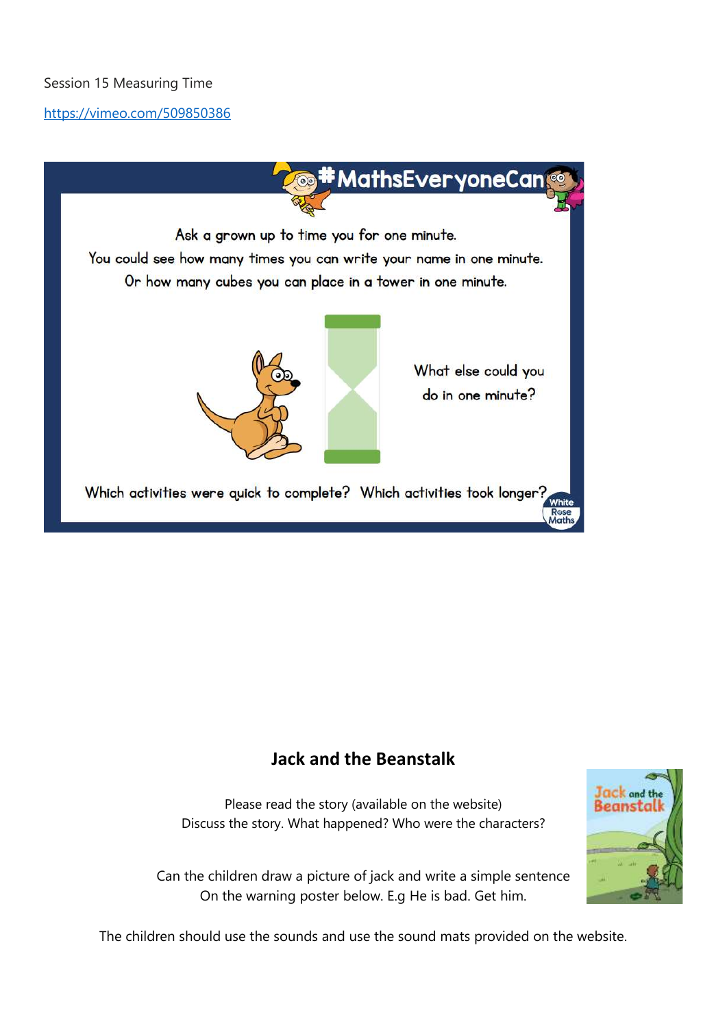Session 15 Measuring Time

https://vimeo.com/509850386

#MathsEveryoneCan

Ask a grown up to time you for one minute.
You could see how many times you can write your name in one minute.
Or how many cubes you can place in a tower in one minute.

What else could you do in one minute?

Which activities were quick to complete? Which activities took longer?

## Jack and the Beanstalk

Please read the story (available on the website)
Discuss the story. What happened? Who were the characters?

Can the children draw a picture of jack and write a simple sentence
On the warning poster below. E.g He is bad. Get him.

The children should use the sounds and use the sound mats provided on the website.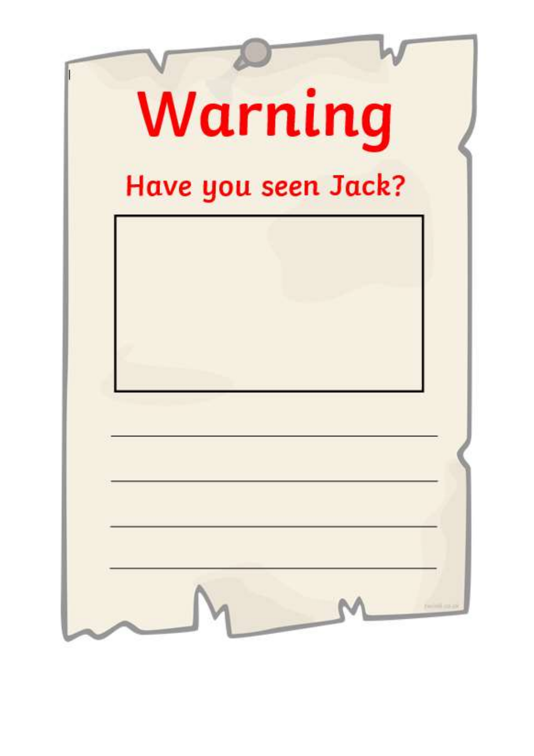# Warning

## Have you seen Jack?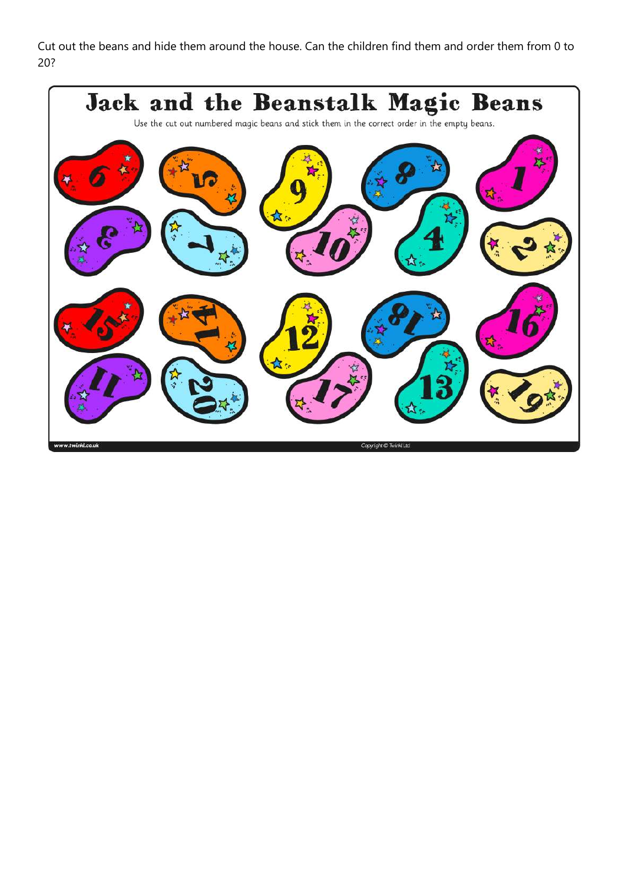Cut out the beans and hide them around the house. Can the children find them and order them from 0 to 20?

# Jack and the Beanstalk Magic Beans

Use the cut out numbered magic beans and stick them in the correct order in the empty beans.

6 5 9 8 1

3 7 10 4 2

15 14 12 18 16

11 20 17 13 19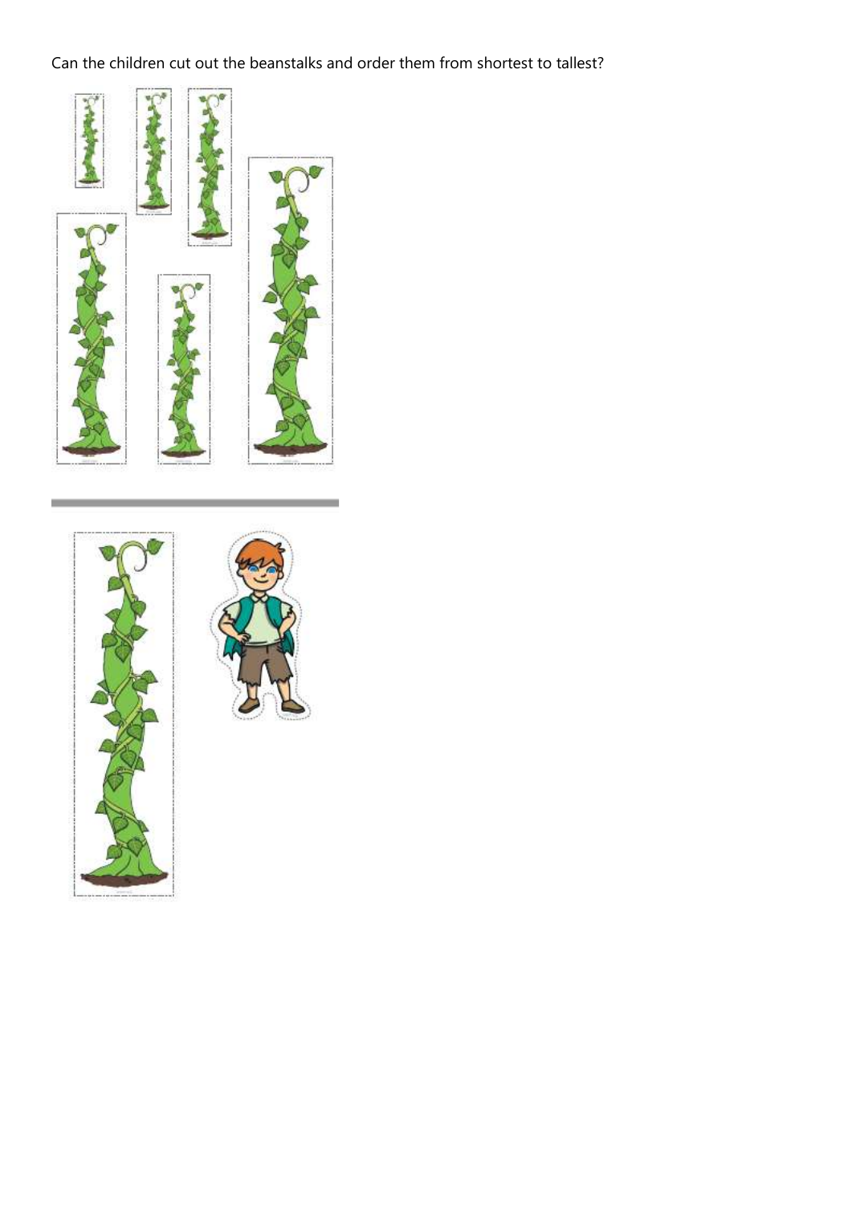Can the children cut out the beanstalks and order them from shortest to tallest?